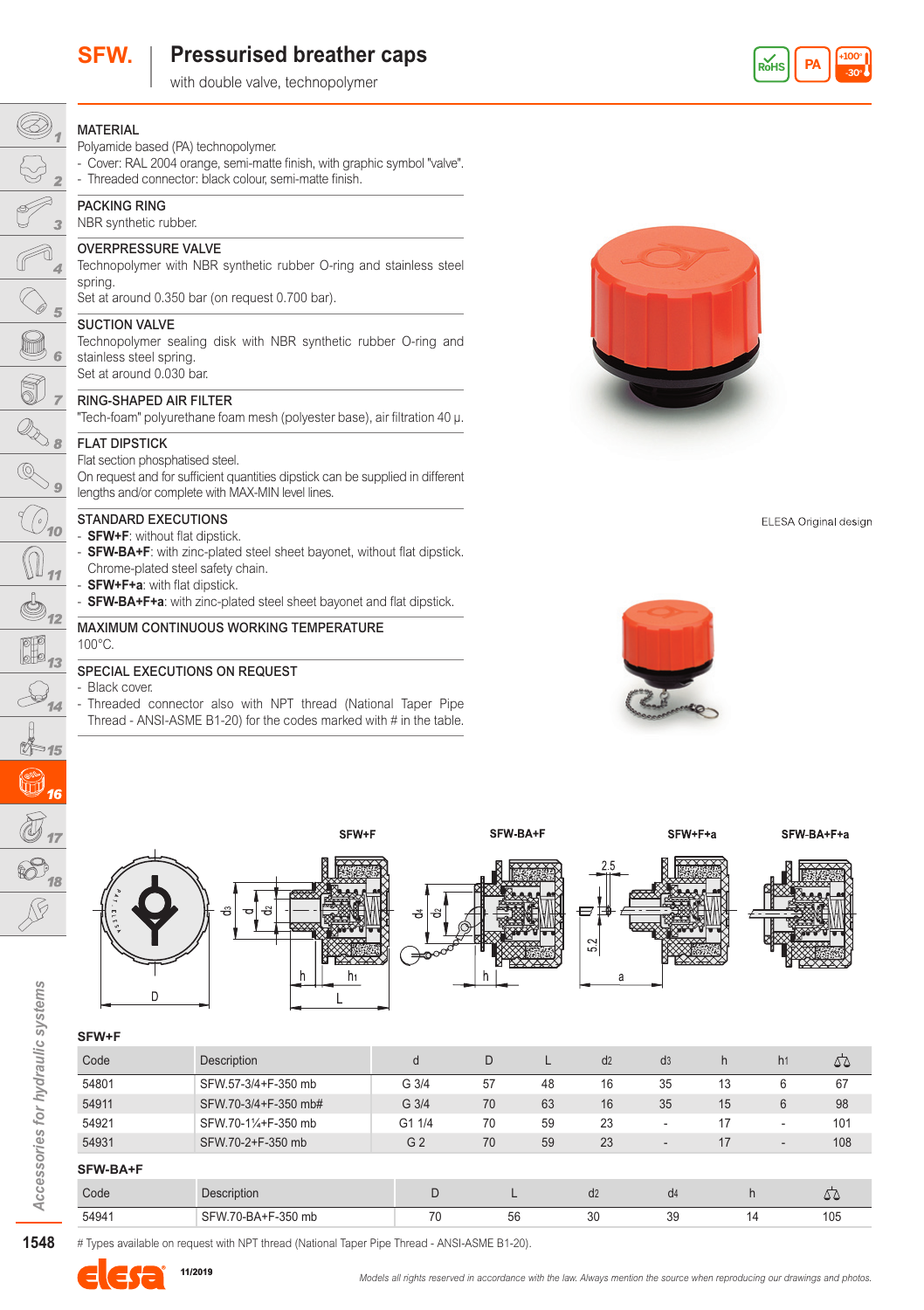# SFW. Pressurised breather caps

with double valve, technopolymer

RoHS | PA | +100° -30°

### MATERIAL
Polyamide based (PA) technopolymer.
- Cover: RAL 2004 orange, semi-matte finish, with graphic symbol "valve".
- Threaded connector: black colour, semi-matte finish.

### PACKING RING
NBR synthetic rubber.

### OVERPRESSURE VALVE
Technopolymer with NBR synthetic rubber O-ring and stainless steel spring.
Set at around 0.350 bar (on request 0.700 bar).

### SUCTION VALVE
Technopolymer sealing disk with NBR synthetic rubber O-ring and stainless steel spring.
Set at around 0.030 bar.

### RING-SHAPED AIR FILTER
"Tech-foam" polyurethane foam mesh (polyester base), air filtration 40 μ.

### FLAT DIPSTICK
Flat section phosphatised steel.
On request and for sufficient quantities dipstick can be supplied in different lengths and/or complete with MAX-MIN level lines.

### STANDARD EXECUTIONS
- **SFW+F**: without flat dipstick.
- **SFW-BA+F**: with zinc-plated steel sheet bayonet, without flat dipstick. Chrome-plated steel safety chain.
- **SFW+F+a**: with flat dipstick.
- **SFW-BA+F+a**: with zinc-plated steel sheet bayonet and flat dipstick.

### MAXIMUM CONTINUOUS WORKING TEMPERATURE
100°C.

### SPECIAL EXECUTIONS ON REQUEST
- Black cover.
- Threaded connector also with NPT thread (National Taper Pipe Thread - ANSI-ASME B1-20) for the codes marked with # in the table.

ELESA Original design

SFW+F | SFW-BA+F | SFW+F+a | SFW-BA+F+a

**SFW+F**

| Code | Description | d | D | L | d2 | d3 | h | h1 | ⚖ |
|---|---|---|---|---|---|---|---|---|---|
| 54801 | SFW.57-3/4+F-350 mb | G 3/4 | 57 | 48 | 16 | 35 | 13 | 6 | 67 |
| 54911 | SFW.70-3/4+F-350 mb# | G 3/4 | 70 | 63 | 16 | 35 | 15 | 6 | 98 |
| 54921 | SFW.70-1¼+F-350 mb | G1 1/4 | 70 | 59 | 23 | - | 17 | - | 101 |
| 54931 | SFW.70-2+F-350 mb | G 2 | 70 | 59 | 23 | - | 17 | - | 108 |

**SFW-BA+F**

| Code | Description | D | L | d2 | d4 | h | ⚖ |
|---|---|---|---|---|---|---|---|
| 54941 | SFW.70-BA+F-350 mb | 70 | 56 | 30 | 39 | 14 | 105 |

# Types available on request with NPT thread (National Taper Pipe Thread - ANSI-ASME B1-20).

11/2019

*Models all rights reserved in accordance with the law. Always mention the source when reproducing our drawings and photos.*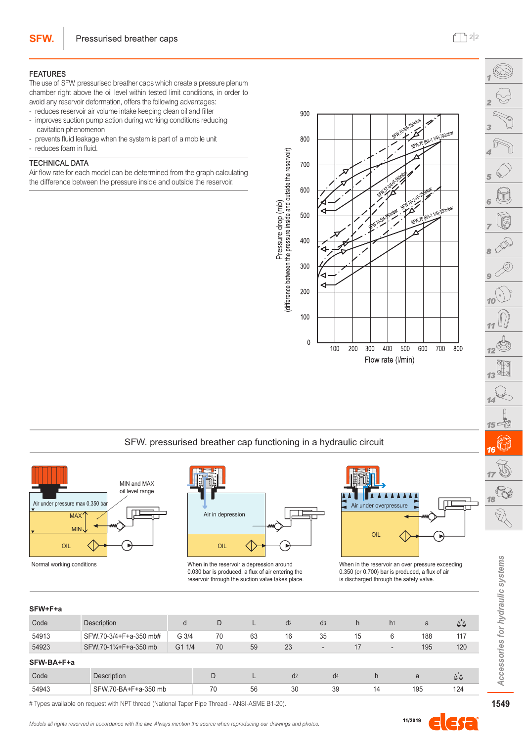## FEATURES

The use of SFW. pressurised breather caps which create a pressure plenum chamber right above the oil level within tested limit conditions, in order to avoid any reservoir deformation, offers the following advantages:

- reduces reservoir air volume intake keeping clean oil and filter
- improves suction pump action during working conditions reducing cavitation phenomenon
- prevents fluid leakage when the system is part of a mobile unit
- reduces foam in fluid.

## TECHNICAL DATA

Air flow rate for each model can be determined from the graph calculating the difference between the pressure inside and outside the reservoir.

Pressure drop (mb)
(difference between the pressure inside and outside the reservoir)

900
800
700
600
500
400
300
200
100
0

100 200 300 400 500 600 700 800
Flow rate (l/min)

SFW.70-3/4-700mbar
SFW.70 (BA-1 1/4)-700mbar
SFW.57-3/4+F-350mbar
SFW.70-2+F-350mbar
SFW.70-3/4-350mbar
SFW.70 (BA-1 1/4)-350mbar

## SFW. pressurised breather cap functioning in a hydraulic circuit

MIN and MAX oil level range
Air under pressure max 0.350 bar
MAX
MIN
OIL

Normal working conditions

Air in depression
OIL

When in the reservoir a depression around 0.030 bar is produced, a flux of air entering the reservoir through the suction valve takes place.

Air under overpressure
OIL

When in the reservoir an over pressure exceeding 0.350 (or 0.700) bar is produced, a flux of air is discharged through the safety valve.

### SFW+F+a

| Code | Description | d | D | L | d2 | d3 | h | h1 | a | ⚖ |
|---|---|---|---|---|---|---|---|---|---|---|
| 54913 | SFW.70-3/4+F+a-350 mb# | G 3/4 | 70 | 63 | 16 | 35 | 15 | 6 | 188 | 117 |
| 54923 | SFW.70-1¼+F+a-350 mb | G1 1/4 | 70 | 59 | 23 | - | 17 | - | 195 | 120 |

### SFW-BA+F+a

| Code | Description | D | L | d2 | d4 | h | a | ⚖ |
|---|---|---|---|---|---|---|---|---|
| 54943 | SFW.70-BA+F+a-350 mb | 70 | 56 | 30 | 39 | 14 | 195 | 124 |

# Types available on request with NPT thread (National Taper Pipe Thread - ANSI-ASME B1-20).

*Models all rights reserved in accordance with the law. Always mention the source when reproducing our drawings and photos.*